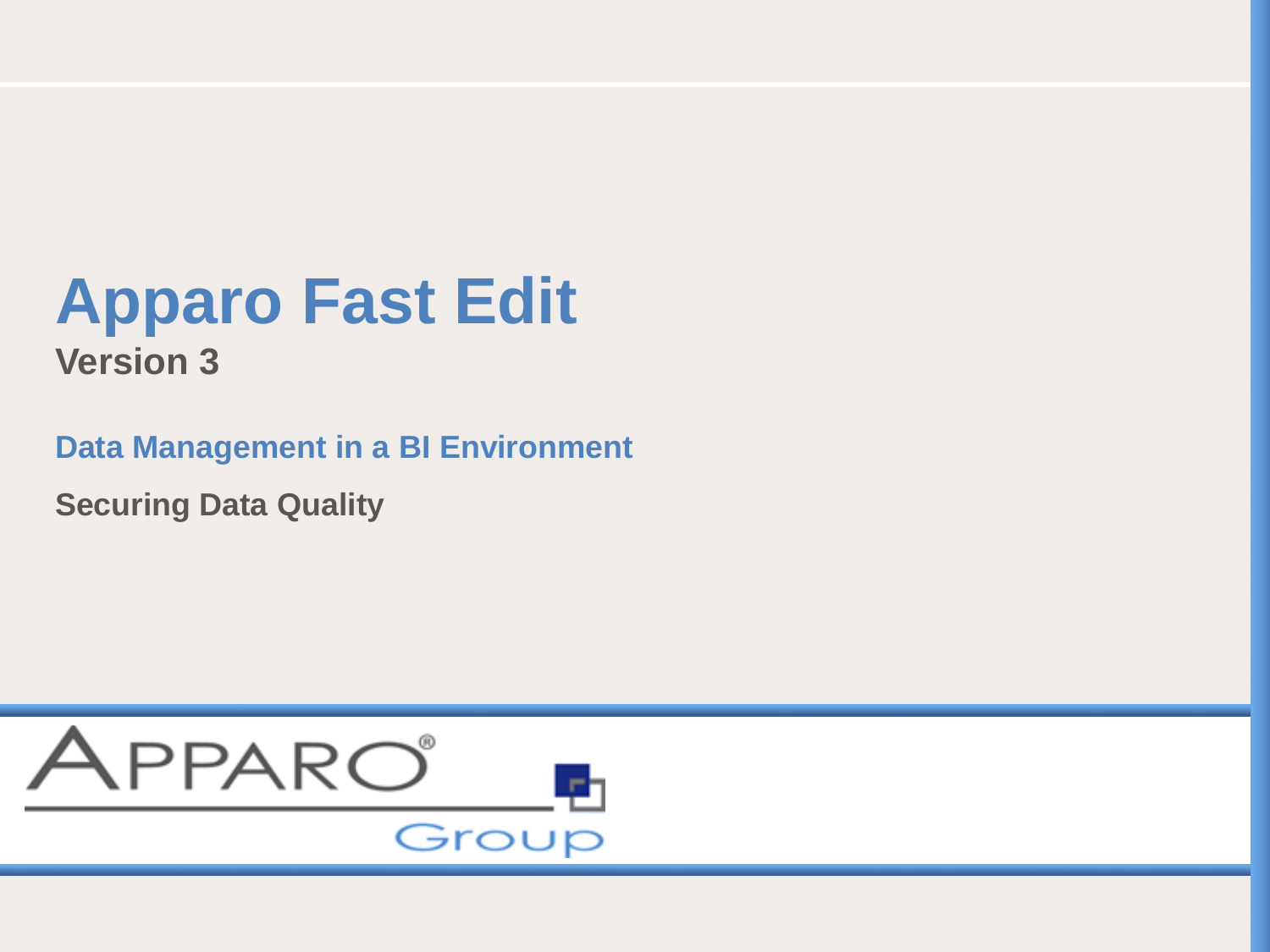# Apparo Fast Edit

**Version 3**

## Data Management in a BI Environment

**Securing Data Quality**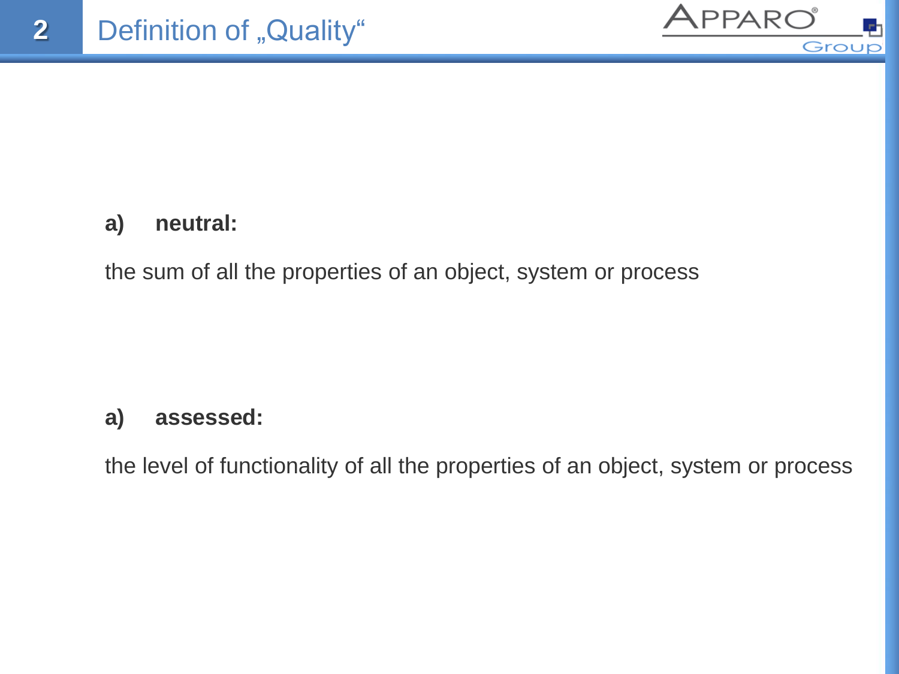# Definition of „Quality“

**a) neutral:**

the sum of all the properties of an object, system or process

**a) assessed:**

the level of functionality of all the properties of an object, system or process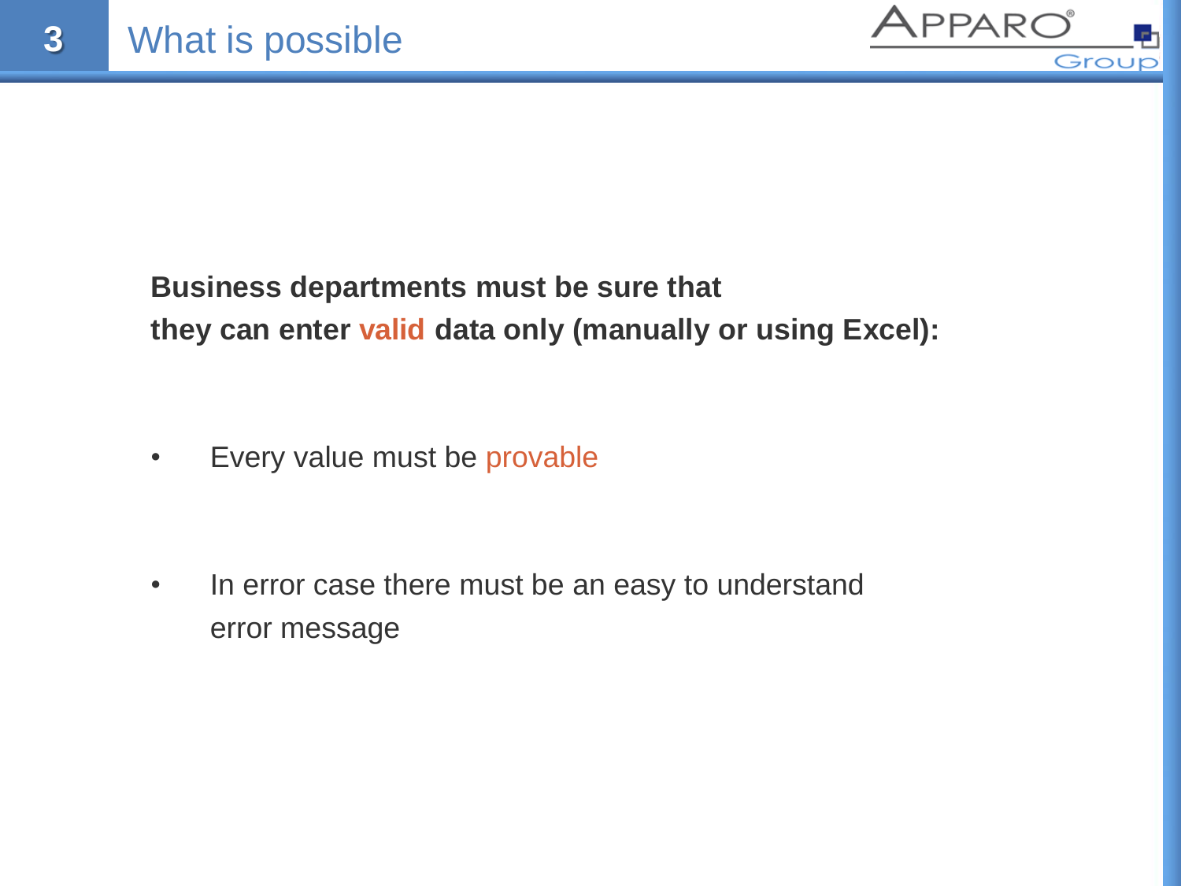# What is possible

**Business departments must be sure that they can enter valid data only (manually or using Excel):**

- Every value must be provable
- In error case there must be an easy to understand error message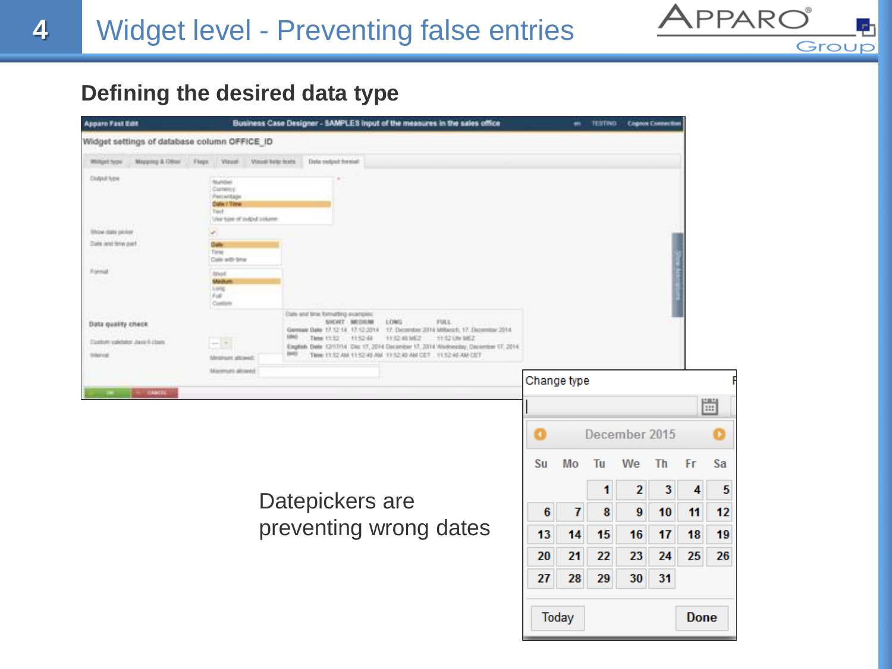# Widget level - Preventing false entries

## Defining the desired data type

Datepickers are preventing wrong dates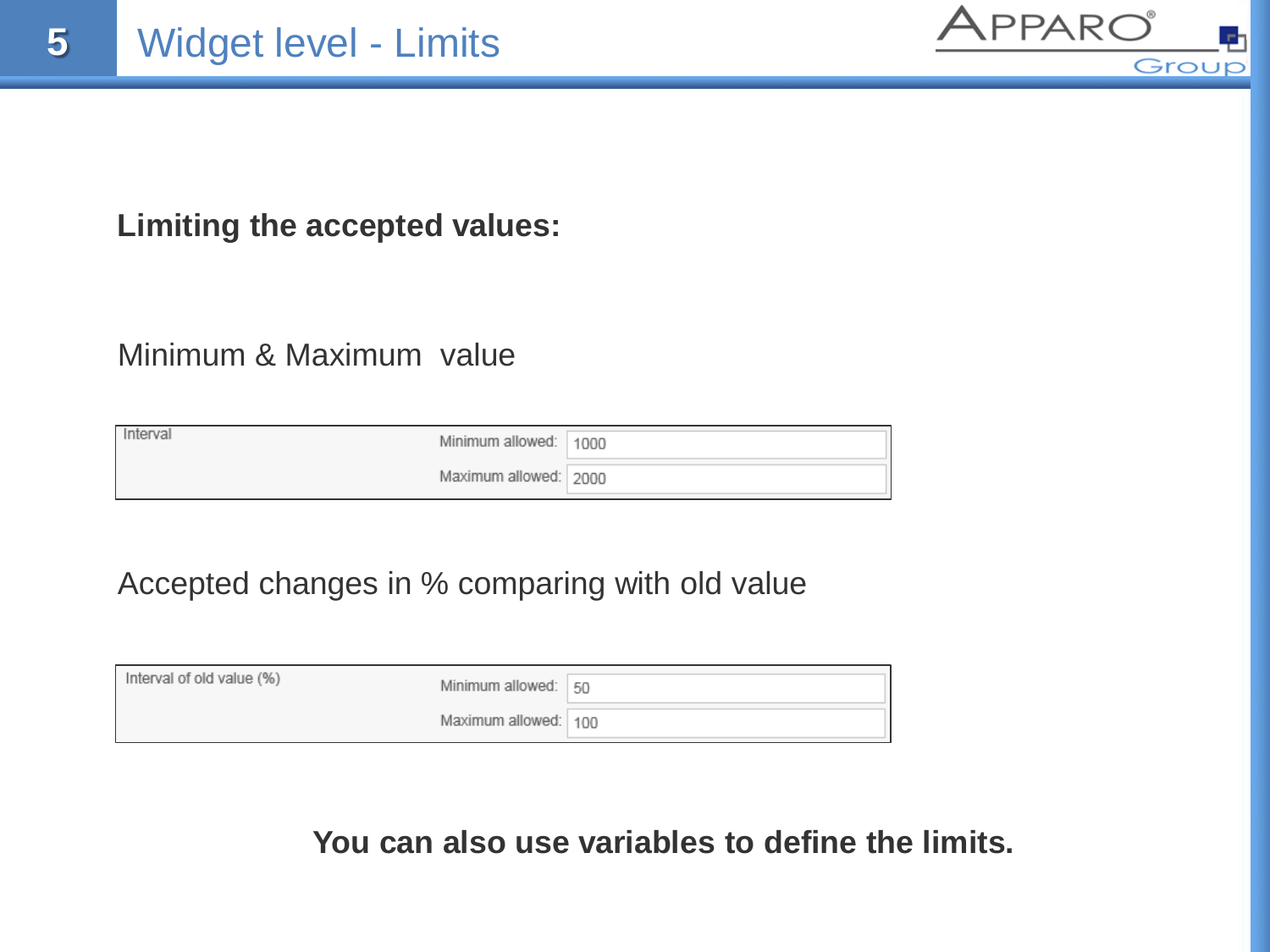# Widget level - Limits

**Limiting the accepted values:**

Minimum & Maximum value

| Interval | | |
|---|---|---|
| | Minimum allowed: | 1000 |
| | Maximum allowed: | 2000 |

Accepted changes in % comparing with old value

| Interval of old value (%) | | |
|---|---|---|
| | Minimum allowed: | 50 |
| | Maximum allowed: | 100 |

**You can also use variables to define the limits.**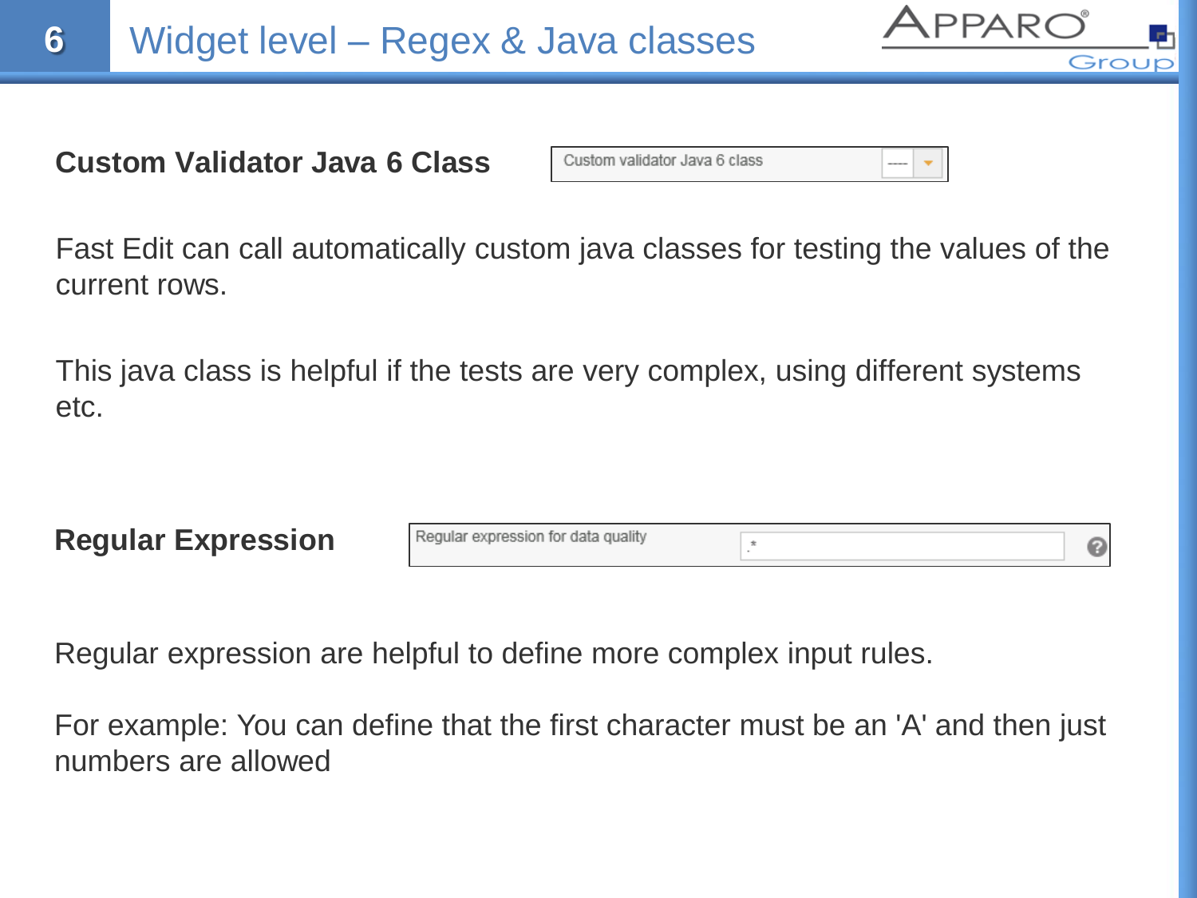# Widget level – Regex & Java classes

**Custom Validator Java 6 Class**

Custom validator Java 6 class

Fast Edit can call automatically custom java classes for testing the values of the current rows.

This java class is helpful if the tests are very complex, using different systems etc.

**Regular Expression**

Regular expression for data quality .*

Regular expression are helpful to define more complex input rules.

For example: You can define that the first character must be an 'A' and then just numbers are allowed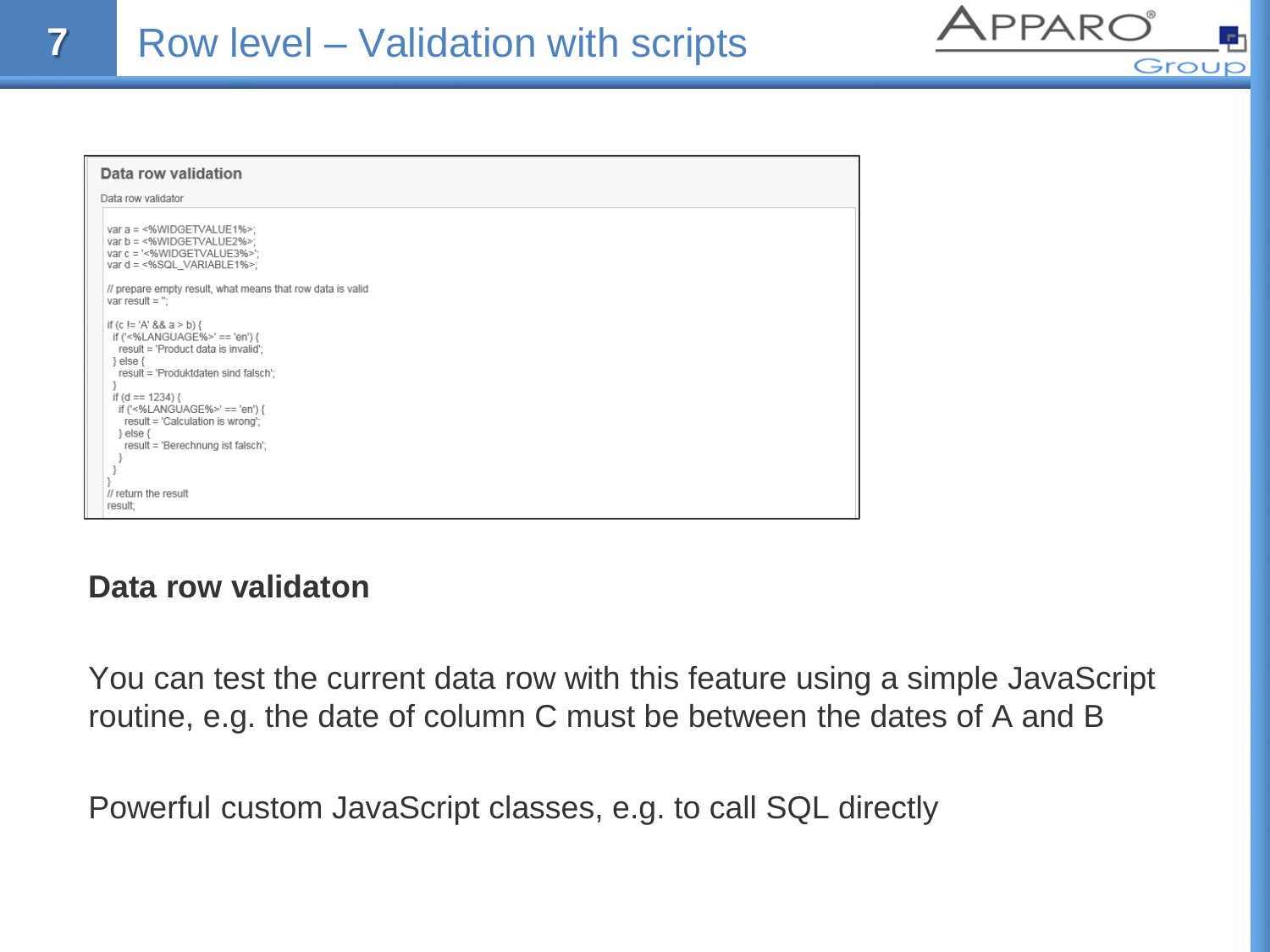# Row level – Validation with scripts

**Data row validation**

Data row validator

```
var a = <%WIDGETVALUE1%>;
var b = <%WIDGETVALUE2%>;
var c = '<%WIDGETVALUE3%>';
var d = <%SQL_VARIABLE1%>;

// prepare empty result, what means that row data is valid
var result = '';

if (c != 'A' && a > b) {
  if ('<%LANGUAGE%>' == 'en') {
    result = 'Product data is invalid';
  } else {
    result = 'Produktdaten sind falsch';
  }
  if (d == 1234) {
    if ('<%LANGUAGE%>' == 'en') {
      result = 'Calculation is wrong';
    } else {
      result = 'Berechnung ist falsch';
    }
  }
}
// return the result
result;
```

## Data row validaton

You can test the current data row with this feature using a simple JavaScript routine, e.g. the date of column C must be between the dates of A and B

Powerful custom JavaScript classes, e.g. to call SQL directly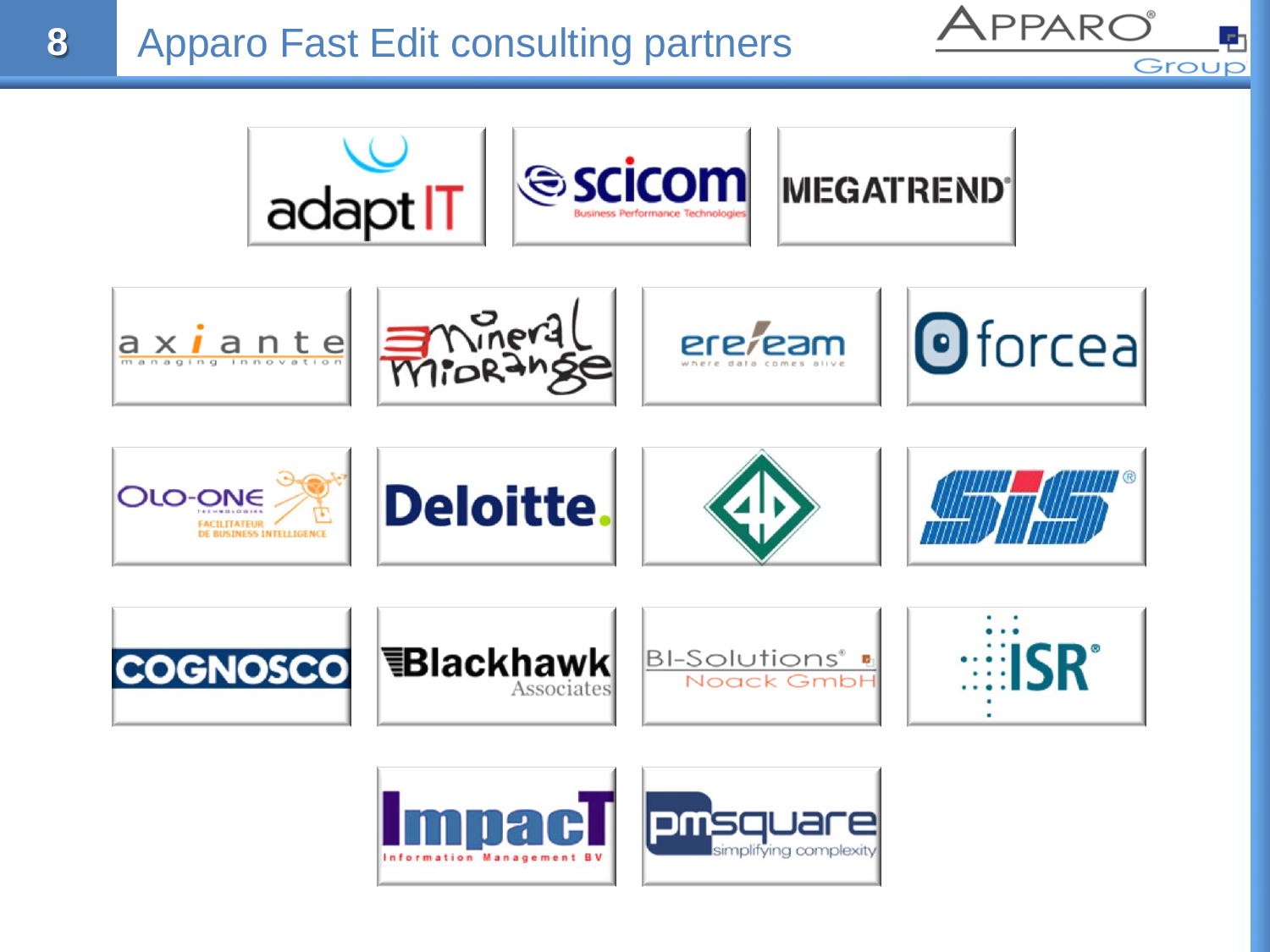# Apparo Fast Edit consulting partners

- adapt IT
- scicom Business Performance Technologies
- MEGATREND
- axiante managing innovation
- Mineral Miorange
- ereteam where data comes alive
- forcea
- OLO-ONE Technologies – Facilitateur de Business Intelligence
- Deloitte.
- SIS
- COGNOSCO
- Blackhawk Associates
- BI-Solutions Noack GmbH
- ISR
- ImpacT Information Management BV
- pmsquare simplifying complexity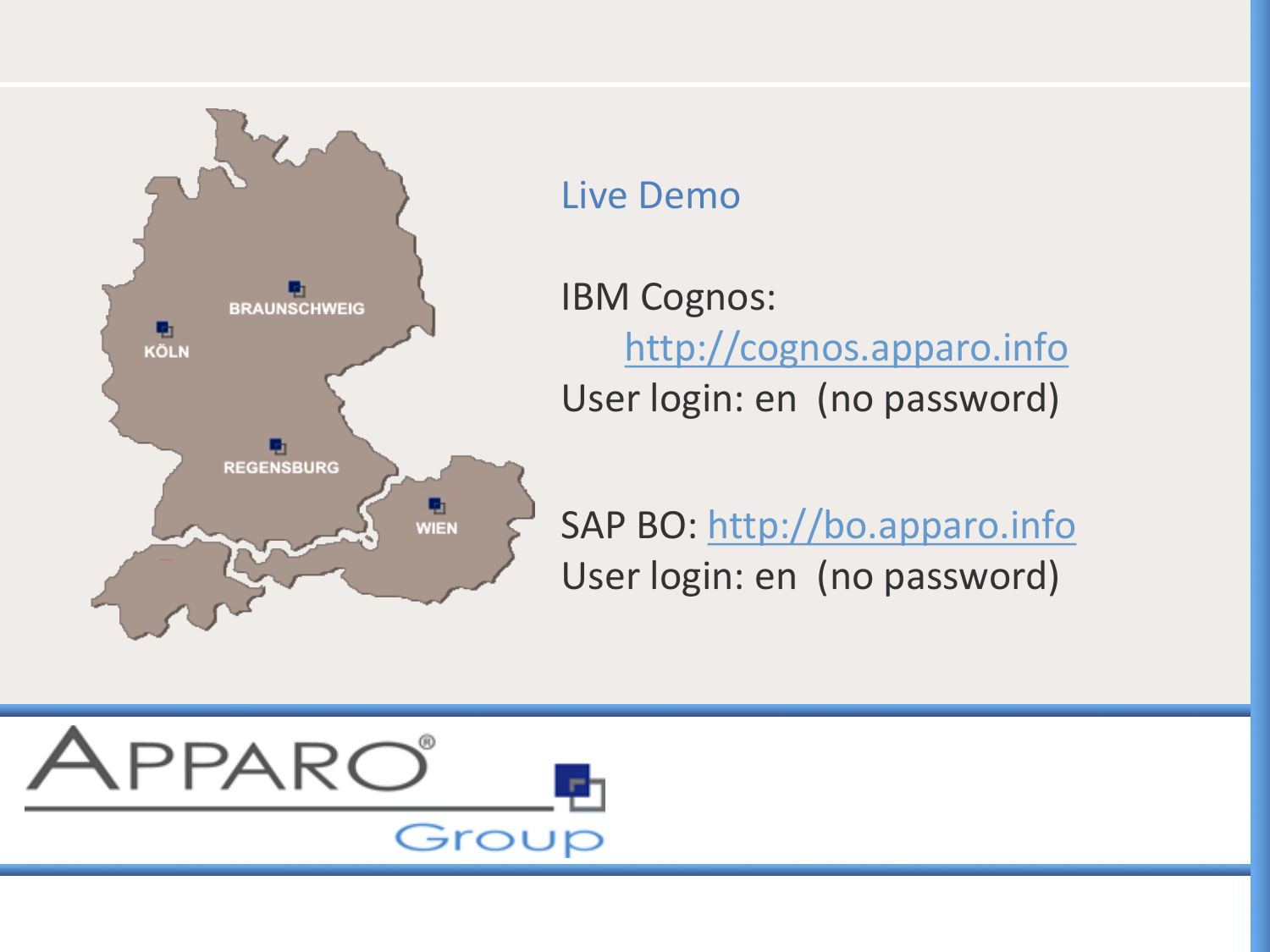BRAUNSCHWEIG

KÖLN

REGENSBURG

WIEN

## Live Demo

IBM Cognos:
http://cognos.apparo.info
User login: en (no password)

SAP BO: http://bo.apparo.info
User login: en (no password)

APPARO® Group